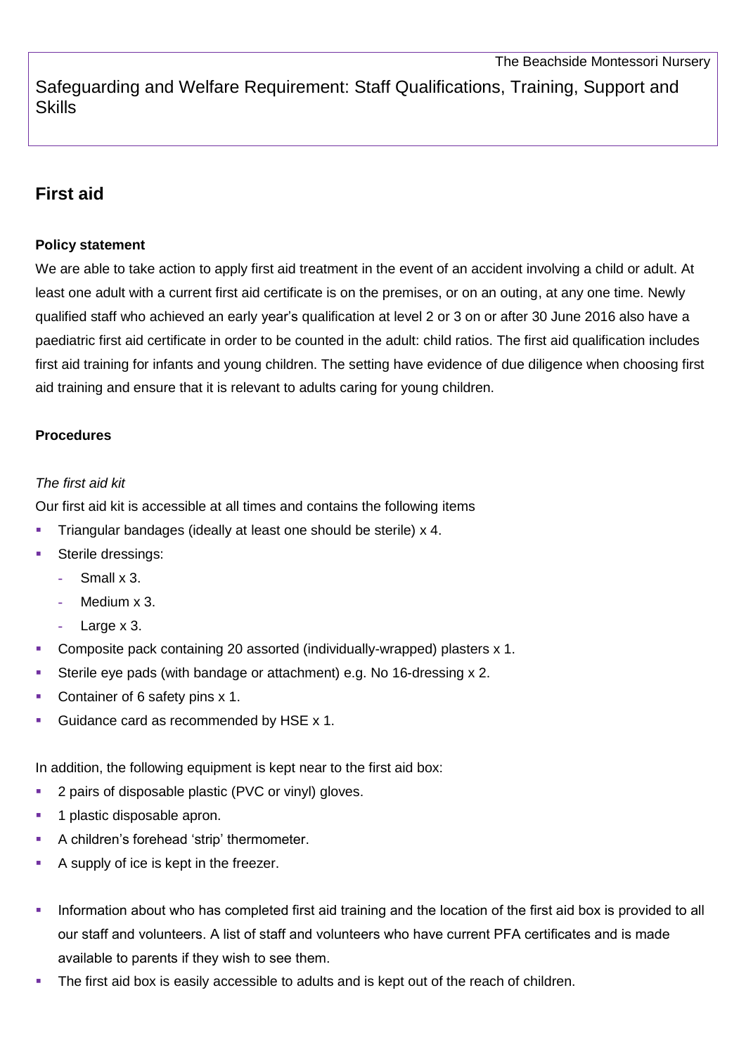Safeguarding and Welfare Requirement: Staff Qualifications, Training, Support and Skills

## First aid

### Policy statement

We are able to take action to apply first aid treatment in the event of an accident involving a child or adult. At least one adult with a current first aid certificate is on the premises, or on an outing, at any one time. Newly qualified staff who achieved an early year's qualification at level 2 or 3 on or after 30 June 2016 also have a paediatric first aid certificate in order to be counted in the adult: child ratios. The first aid qualification includes first aid training for infants and young children. The setting have evidence of due diligence when choosing first aid training and ensure that it is relevant to adults caring for young children.

### Procedures

*The first aid kit*

Our first aid kit is accessible at all times and contains the following items

- Triangular bandages (ideally at least one should be sterile) x 4.
- Sterile dressings:
  - Small x 3.
  - Medium x 3.
  - Large x 3.
- Composite pack containing 20 assorted (individually-wrapped) plasters x 1.
- Sterile eye pads (with bandage or attachment) e.g. No 16-dressing x 2.
- Container of 6 safety pins x 1.
- Guidance card as recommended by HSE x 1.

In addition, the following equipment is kept near to the first aid box:

- 2 pairs of disposable plastic (PVC or vinyl) gloves.
- 1 plastic disposable apron.
- A children's forehead 'strip' thermometer.
- A supply of ice is kept in the freezer.

- Information about who has completed first aid training and the location of the first aid box is provided to all our staff and volunteers. A list of staff and volunteers who have current PFA certificates and is made available to parents if they wish to see them.
- The first aid box is easily accessible to adults and is kept out of the reach of children.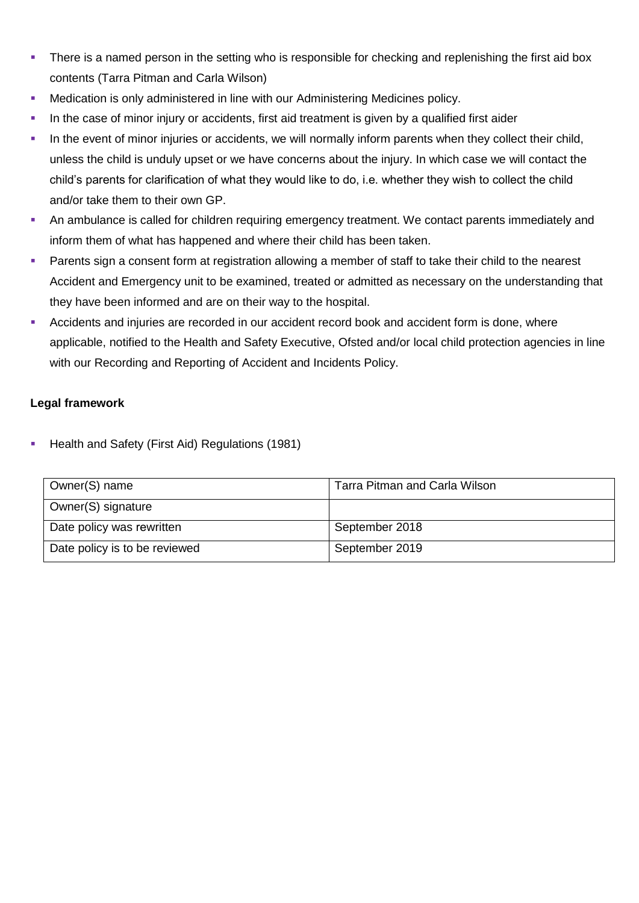- There is a named person in the setting who is responsible for checking and replenishing the first aid box contents (Tarra Pitman and Carla Wilson)
- Medication is only administered in line with our Administering Medicines policy.
- In the case of minor injury or accidents, first aid treatment is given by a qualified first aider
- In the event of minor injuries or accidents, we will normally inform parents when they collect their child, unless the child is unduly upset or we have concerns about the injury. In which case we will contact the child's parents for clarification of what they would like to do, i.e. whether they wish to collect the child and/or take them to their own GP.
- An ambulance is called for children requiring emergency treatment. We contact parents immediately and inform them of what has happened and where their child has been taken.
- Parents sign a consent form at registration allowing a member of staff to take their child to the nearest Accident and Emergency unit to be examined, treated or admitted as necessary on the understanding that they have been informed and are on their way to the hospital.
- Accidents and injuries are recorded in our accident record book and accident form is done, where applicable, notified to the Health and Safety Executive, Ofsted and/or local child protection agencies in line with our Recording and Reporting of Accident and Incidents Policy.

**Legal framework**

- Health and Safety (First Aid) Regulations (1981)

| | |
|---|---|
| Owner(S) name | Tarra Pitman and Carla Wilson |
| Owner(S) signature | |
| Date policy was rewritten | September 2018 |
| Date policy is to be reviewed | September 2019 |